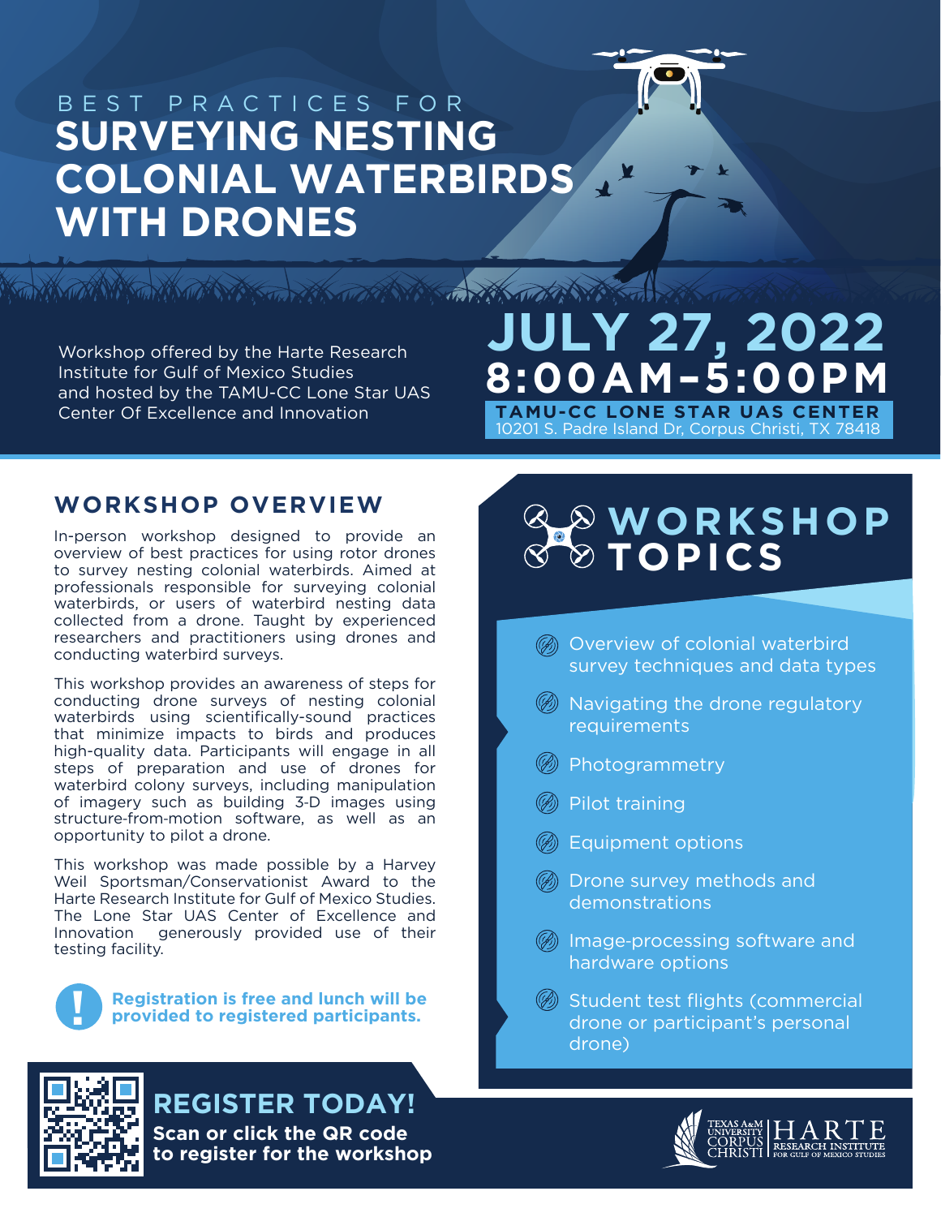BEST PRACTICES FOR

# SURVEYING NESTING COLONIAL WATERBIRDS WITH DRONES

Workshop offered by the Harte Research Institute for Gulf of Mexico Studies and hosted by the TAMU-CC Lone Star UAS Center Of Excellence and Innovation

## JULY 27, 2022
## 8:00AM–5:00PM

**TAMU-CC LONE STAR UAS CENTER**
10201 S. Padre Island Dr, Corpus Christi, TX 78418

## WORKSHOP OVERVIEW

In-person workshop designed to provide an overview of best practices for using rotor drones to survey nesting colonial waterbirds. Aimed at professionals responsible for surveying colonial waterbirds, or users of waterbird nesting data collected from a drone. Taught by experienced researchers and practitioners using drones and conducting waterbird surveys.

This workshop provides an awareness of steps for conducting drone surveys of nesting colonial waterbirds using scientifically-sound practices that minimize impacts to birds and produces high-quality data. Participants will engage in all steps of preparation and use of drones for waterbird colony surveys, including manipulation of imagery such as building 3-D images using structure-from-motion software, as well as an opportunity to pilot a drone.

This workshop was made possible by a Harvey Weil Sportsman/Conservationist Award to the Harte Research Institute for Gulf of Mexico Studies. The Lone Star UAS Center of Excellence and Innovation generously provided use of their testing facility.

**Registration is free and lunch will be provided to registered participants.**

## WORKSHOP TOPICS

- Overview of colonial waterbird survey techniques and data types
- Navigating the drone regulatory requirements
- Photogrammetry
- Pilot training
- Equipment options
- Drone survey methods and demonstrations
- Image-processing software and hardware options
- Student test flights (commercial drone or participant's personal drone)

## REGISTER TODAY!

**Scan or click the QR code to register for the workshop**

TEXAS A&M UNIVERSITY CORPUS CHRISTI | HARTE RESEARCH INSTITUTE FOR GULF OF MEXICO STUDIES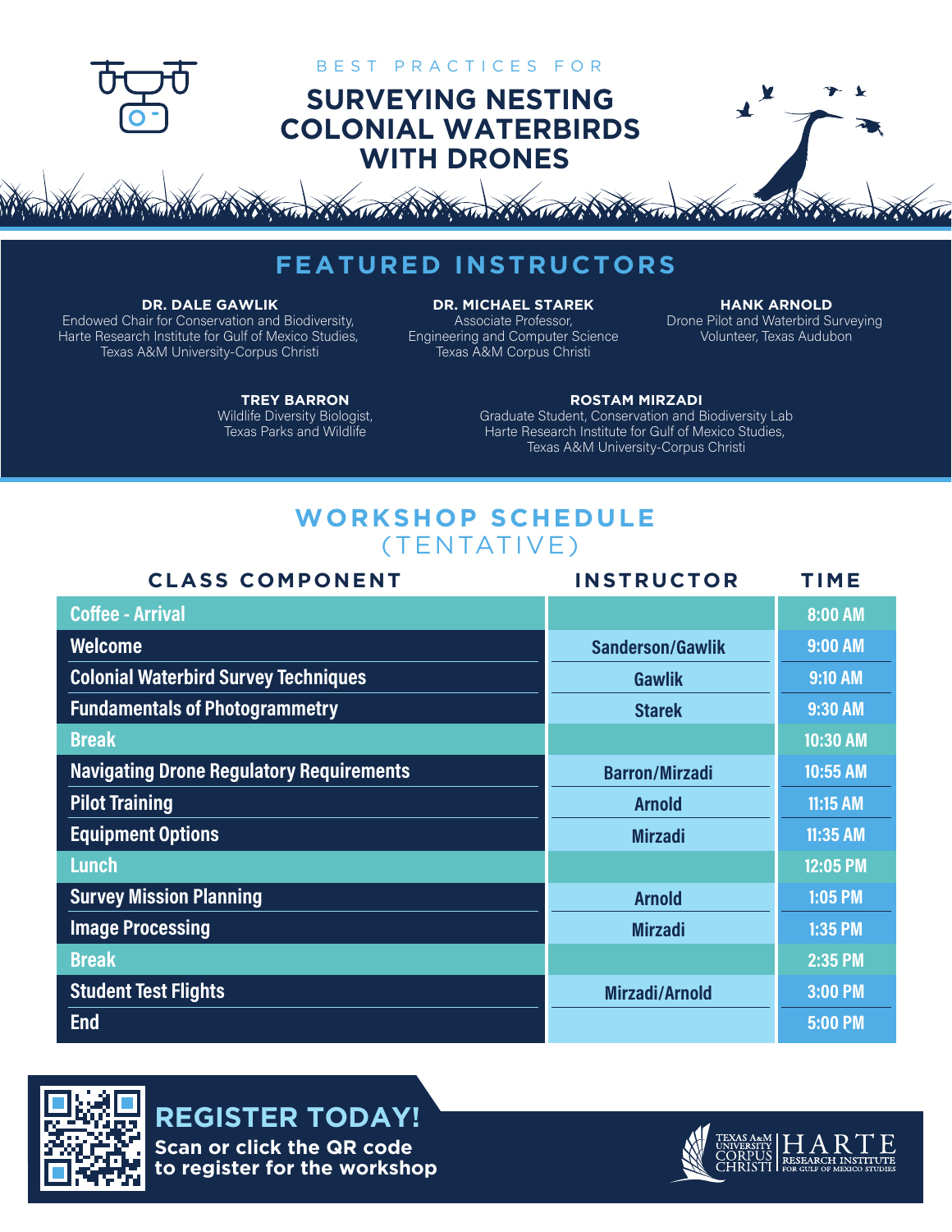BEST PRACTICES FOR

# SURVEYING NESTING COLONIAL WATERBIRDS WITH DRONES

## FEATURED INSTRUCTORS

**DR. DALE GAWLIK**
Endowed Chair for Conservation and Biodiversity,
Harte Research Institute for Gulf of Mexico Studies,
Texas A&M University-Corpus Christi

**DR. MICHAEL STAREK**
Associate Professor,
Engineering and Computer Science
Texas A&M Corpus Christi

**HANK ARNOLD**
Drone Pilot and Waterbird Surveying
Volunteer, Texas Audubon

**TREY BARRON**
Wildlife Diversity Biologist,
Texas Parks and Wildlife

**ROSTAM MIRZADI**
Graduate Student, Conservation and Biodiversity Lab
Harte Research Institute for Gulf of Mexico Studies,
Texas A&M University-Corpus Christi

## WORKSHOP SCHEDULE (TENTATIVE)

| CLASS COMPONENT | INSTRUCTOR | TIME |
|---|---|---|
| Coffee - Arrival | | 8:00 AM |
| Welcome | Sanderson/Gawlik | 9:00 AM |
| Colonial Waterbird Survey Techniques | Gawlik | 9:10 AM |
| Fundamentals of Photogrammetry | Starek | 9:30 AM |
| Break | | 10:30 AM |
| Navigating Drone Regulatory Requirements | Barron/Mirzadi | 10:55 AM |
| Pilot Training | Arnold | 11:15 AM |
| Equipment Options | Mirzadi | 11:35 AM |
| Lunch | | 12:05 PM |
| Survey Mission Planning | Arnold | 1:05 PM |
| Image Processing | Mirzadi | 1:35 PM |
| Break | | 2:35 PM |
| Student Test Flights | Mirzadi/Arnold | 3:00 PM |
| End | | 5:00 PM |

## REGISTER TODAY!

**Scan or click the QR code to register for the workshop**

TEXAS A&M UNIVERSITY CORPUS CHRISTI | HARTE RESEARCH INSTITUTE FOR GULF OF MEXICO STUDIES